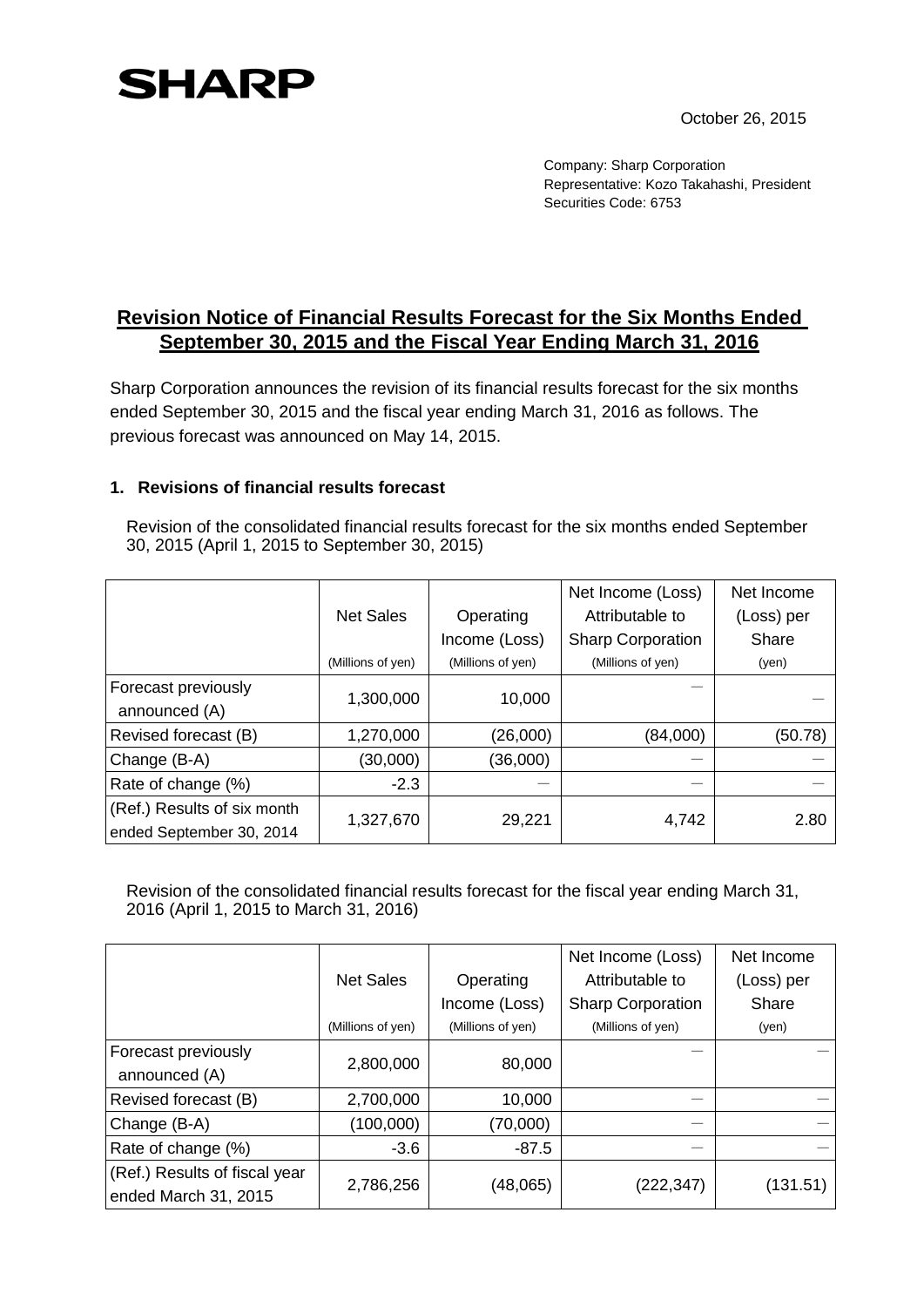SHARP

October 26, 2015

Company: Sharp Corporation
Representative: Kozo Takahashi, President
Securities Code: 6753

# Revision Notice of Financial Results Forecast for the Six Months Ended September 30, 2015 and the Fiscal Year Ending March 31, 2016

Sharp Corporation announces the revision of its financial results forecast for the six months ended September 30, 2015 and the fiscal year ending March 31, 2016 as follows. The previous forecast was announced on May 14, 2015.

## 1. Revisions of financial results forecast

Revision of the consolidated financial results forecast for the six months ended September 30, 2015 (April 1, 2015 to September 30, 2015)

| | Net Sales (Millions of yen) | Operating Income (Loss) (Millions of yen) | Net Income (Loss) Attributable to Sharp Corporation (Millions of yen) | Net Income (Loss) per Share (yen) |
|---|---|---|---|---|
| Forecast previously announced (A) | 1,300,000 | 10,000 | − | − |
| Revised forecast (B) | 1,270,000 | (26,000) | (84,000) | (50.78) |
| Change (B-A) | (30,000) | (36,000) | − | − |
| Rate of change (%) | -2.3 | − | − | − |
| (Ref.) Results of six month ended September 30, 2014 | 1,327,670 | 29,221 | 4,742 | 2.80 |

Revision of the consolidated financial results forecast for the fiscal year ending March 31, 2016 (April 1, 2015 to March 31, 2016)

| | Net Sales (Millions of yen) | Operating Income (Loss) (Millions of yen) | Net Income (Loss) Attributable to Sharp Corporation (Millions of yen) | Net Income (Loss) per Share (yen) |
|---|---|---|---|---|
| Forecast previously announced (A) | 2,800,000 | 80,000 | − | − |
| Revised forecast (B) | 2,700,000 | 10,000 | − | − |
| Change (B-A) | (100,000) | (70,000) | − | − |
| Rate of change (%) | -3.6 | -87.5 | − | − |
| (Ref.) Results of fiscal year ended March 31, 2015 | 2,786,256 | (48,065) | (222,347) | (131.51) |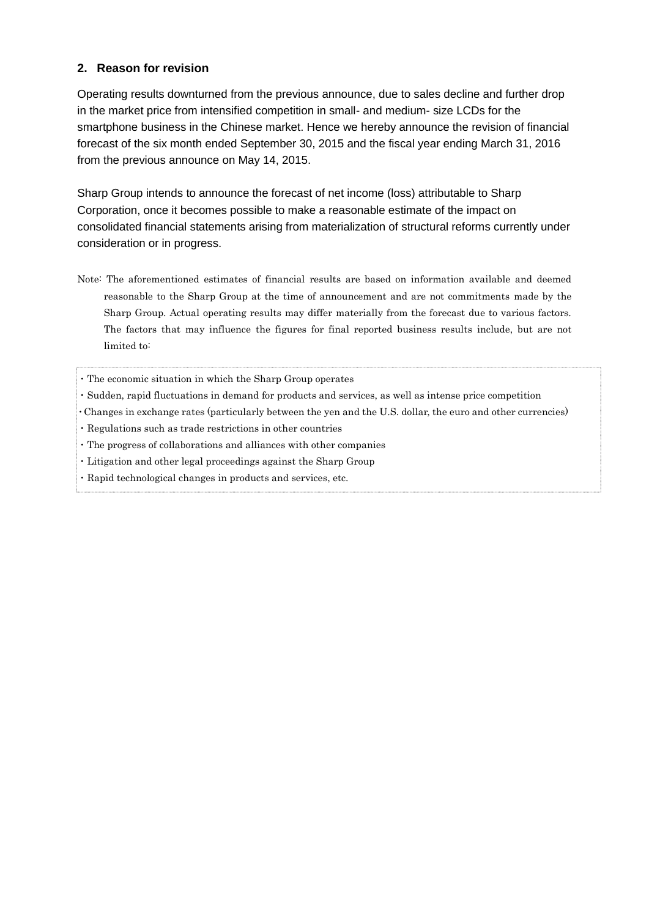## 2. Reason for revision

Operating results downturned from the previous announce, due to sales decline and further drop in the market price from intensified competition in small- and medium- size LCDs for the smartphone business in the Chinese market. Hence we hereby announce the revision of financial forecast of the six month ended September 30, 2015 and the fiscal year ending March 31, 2016 from the previous announce on May 14, 2015.

Sharp Group intends to announce the forecast of net income (loss) attributable to Sharp Corporation, once it becomes possible to make a reasonable estimate of the impact on consolidated financial statements arising from materialization of structural reforms currently under consideration or in progress.

Note: The aforementioned estimates of financial results are based on information available and deemed reasonable to the Sharp Group at the time of announcement and are not commitments made by the Sharp Group. Actual operating results may differ materially from the forecast due to various factors. The factors that may influence the figures for final reported business results include, but are not limited to:

- The economic situation in which the Sharp Group operates
- Sudden, rapid fluctuations in demand for products and services, as well as intense price competition
- Changes in exchange rates (particularly between the yen and the U.S. dollar, the euro and other currencies)
- Regulations such as trade restrictions in other countries
- The progress of collaborations and alliances with other companies
- Litigation and other legal proceedings against the Sharp Group
- Rapid technological changes in products and services, etc.